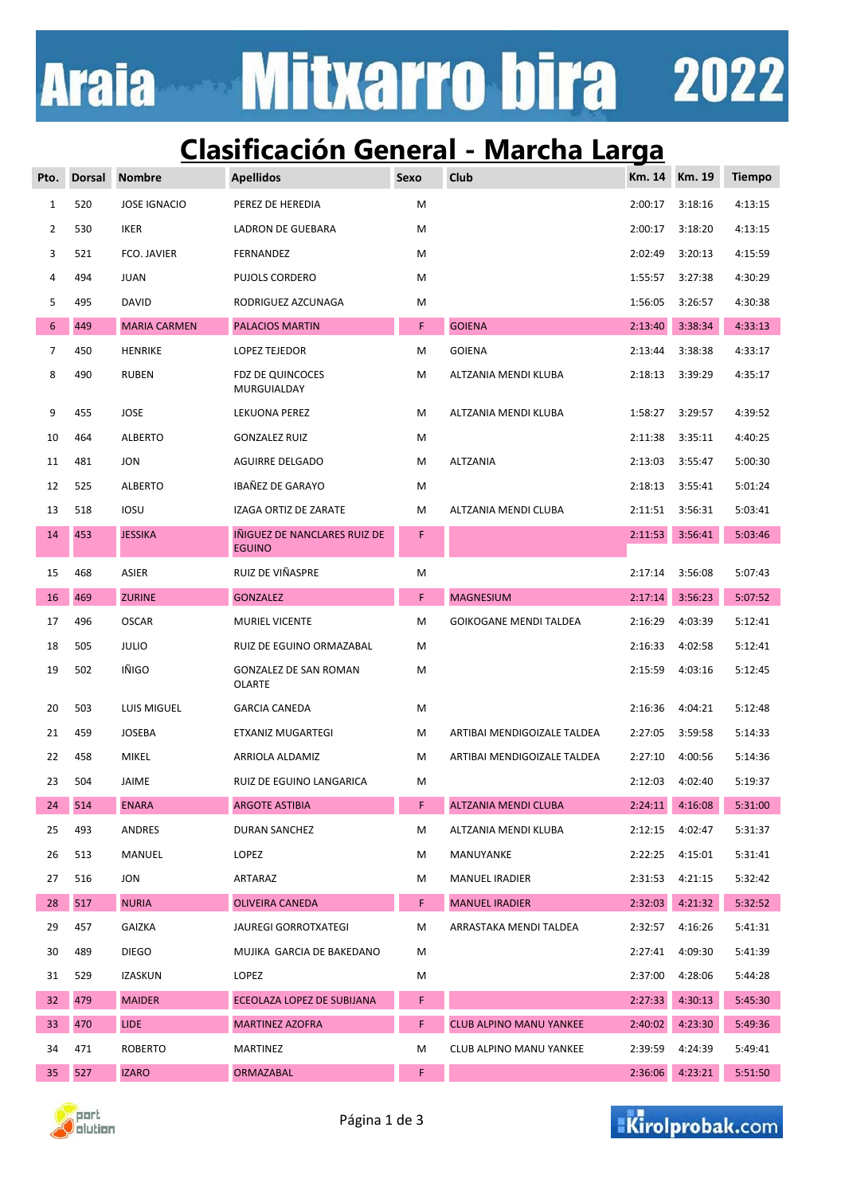# Araia Mitxarro bira 2022

## Clasificación General - Marcha Larga

| Pto. | Dorsal | Nombre | Apellidos | Sexo | Club | Km. 14 | Km. 19 | Tiempo |
|---|---|---|---|---|---|---|---|---|
| 1 | 520 | JOSE IGNACIO | PEREZ DE HEREDIA | M | | 2:00:17 | 3:18:16 | 4:13:15 |
| 2 | 530 | IKER | LADRON DE GUEBARA | M | | 2:00:17 | 3:18:20 | 4:13:15 |
| 3 | 521 | FCO. JAVIER | FERNANDEZ | M | | 2:02:49 | 3:20:13 | 4:15:59 |
| 4 | 494 | JUAN | PUJOLS CORDERO | M | | 1:55:57 | 3:27:38 | 4:30:29 |
| 5 | 495 | DAVID | RODRIGUEZ AZCUNAGA | M | | 1:56:05 | 3:26:57 | 4:30:38 |
| 6 | 449 | MARIA CARMEN | PALACIOS MARTIN | F | GOIENA | 2:13:40 | 3:38:34 | 4:33:13 |
| 7 | 450 | HENRIKE | LOPEZ TEJEDOR | M | GOIENA | 2:13:44 | 3:38:38 | 4:33:17 |
| 8 | 490 | RUBEN | FDZ DE QUINCOCES MURGUIALDAY | M | ALTZANIA MENDI KLUBA | 2:18:13 | 3:39:29 | 4:35:17 |
| 9 | 455 | JOSE | LEKUONA PEREZ | M | ALTZANIA MENDI KLUBA | 1:58:27 | 3:29:57 | 4:39:52 |
| 10 | 464 | ALBERTO | GONZALEZ RUIZ | M | | 2:11:38 | 3:35:11 | 4:40:25 |
| 11 | 481 | JON | AGUIRRE DELGADO | M | ALTZANIA | 2:13:03 | 3:55:47 | 5:00:30 |
| 12 | 525 | ALBERTO | IBAÑEZ DE GARAYO | M | | 2:18:13 | 3:55:41 | 5:01:24 |
| 13 | 518 | IOSU | IZAGA ORTIZ DE ZARATE | M | ALTZANIA MENDI CLUBA | 2:11:51 | 3:56:31 | 5:03:41 |
| 14 | 453 | JESSIKA | IÑIGUEZ DE NANCLARES RUIZ DE EGUINO | F | | 2:11:53 | 3:56:41 | 5:03:46 |
| 15 | 468 | ASIER | RUIZ DE VIÑASPRE | M | | 2:17:14 | 3:56:08 | 5:07:43 |
| 16 | 469 | ZURINE | GONZALEZ | F | MAGNESIUM | 2:17:14 | 3:56:23 | 5:07:52 |
| 17 | 496 | OSCAR | MURIEL VICENTE | M | GOIKOGANE MENDI TALDEA | 2:16:29 | 4:03:39 | 5:12:41 |
| 18 | 505 | JULIO | RUIZ DE EGUINO ORMAZABAL | M | | 2:16:33 | 4:02:58 | 5:12:41 |
| 19 | 502 | IÑIGO | GONZALEZ DE SAN ROMAN OLARTE | M | | 2:15:59 | 4:03:16 | 5:12:45 |
| 20 | 503 | LUIS MIGUEL | GARCIA CANEDA | M | | 2:16:36 | 4:04:21 | 5:12:48 |
| 21 | 459 | JOSEBA | ETXANIZ MUGARTEGI | M | ARTIBAI MENDIGOIZALE TALDEA | 2:27:05 | 3:59:58 | 5:14:33 |
| 22 | 458 | MIKEL | ARRIOLA ALDAMIZ | M | ARTIBAI MENDIGOIZALE TALDEA | 2:27:10 | 4:00:56 | 5:14:36 |
| 23 | 504 | JAIME | RUIZ DE EGUINO LANGARICA | M | | 2:12:03 | 4:02:40 | 5:19:37 |
| 24 | 514 | ENARA | ARGOTE ASTIBIA | F | ALTZANIA MENDI CLUBA | 2:24:11 | 4:16:08 | 5:31:00 |
| 25 | 493 | ANDRES | DURAN SANCHEZ | M | ALTZANIA MENDI KLUBA | 2:12:15 | 4:02:47 | 5:31:37 |
| 26 | 513 | MANUEL | LOPEZ | M | MANUYANKE | 2:22:25 | 4:15:01 | 5:31:41 |
| 27 | 516 | JON | ARTARAZ | M | MANUEL IRADIER | 2:31:53 | 4:21:15 | 5:32:42 |
| 28 | 517 | NURIA | OLIVEIRA CANEDA | F | MANUEL IRADIER | 2:32:03 | 4:21:32 | 5:32:52 |
| 29 | 457 | GAIZKA | JAUREGI GORROTXATEGI | M | ARRASTAKA MENDI TALDEA | 2:32:57 | 4:16:26 | 5:41:31 |
| 30 | 489 | DIEGO | MUJIKA GARCIA DE BAKEDANO | M | | 2:27:41 | 4:09:30 | 5:41:39 |
| 31 | 529 | IZASKUN | LOPEZ | M | | 2:37:00 | 4:28:06 | 5:44:28 |
| 32 | 479 | MAIDER | ECEOLAZA LOPEZ DE SUBIJANA | F | | 2:27:33 | 4:30:13 | 5:45:30 |
| 33 | 470 | LIDE | MARTINEZ AZOFRA | F | CLUB ALPINO MANU YANKEE | 2:40:02 | 4:23:30 | 5:49:36 |
| 34 | 471 | ROBERTO | MARTINEZ | M | CLUB ALPINO MANU YANKEE | 2:39:59 | 4:24:39 | 5:49:41 |
| 35 | 527 | IZARO | ORMAZABAL | F | | 2:36:06 | 4:23:21 | 5:51:50 |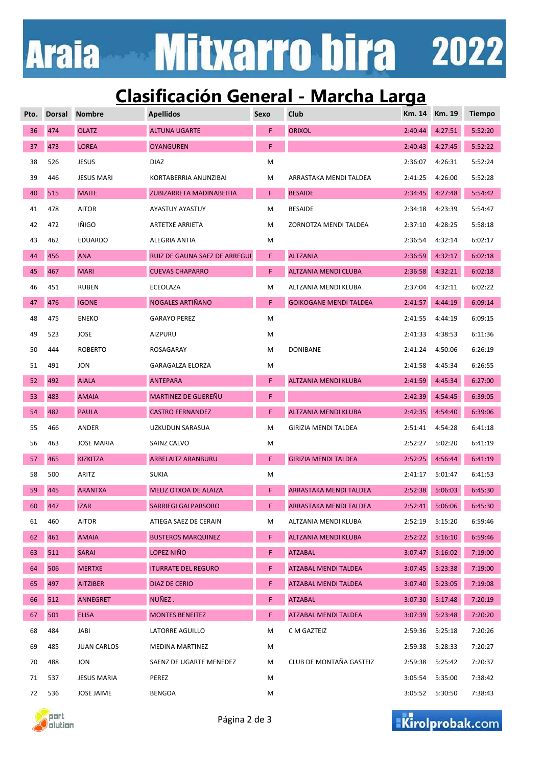# Araia Mitxarro bira 2022

## Clasificación General - Marcha Larga

| Pto. | Dorsal | Nombre | Apellidos | Sexo | Club | Km. 14 | Km. 19 | Tiempo |
|---|---|---|---|---|---|---|---|---|
| 36 | 474 | OLATZ | ALTUNA UGARTE | F | ORIXOL | 2:40:44 | 4:27:51 | 5:52:20 |
| 37 | 473 | LOREA | OYANGUREN | F | | 2:40:43 | 4:27:45 | 5:52:22 |
| 38 | 526 | JESUS | DIAZ | M | | 2:36:07 | 4:26:31 | 5:52:24 |
| 39 | 446 | JESUS MARI | KORTABERRIA ANUNZIBAI | M | ARRASTAKA MENDI TALDEA | 2:41:25 | 4:26:00 | 5:52:28 |
| 40 | 515 | MAITE | ZUBIZARRETA MADINABEITIA | F | BESAIDE | 2:34:45 | 4:27:48 | 5:54:42 |
| 41 | 478 | AITOR | AYASTUY AYASTUY | M | BESAIDE | 2:34:18 | 4:23:39 | 5:54:47 |
| 42 | 472 | IÑIGO | ARTETXE ARRIETA | M | ZORNOTZA MENDI TALDEA | 2:37:10 | 4:28:25 | 5:58:18 |
| 43 | 462 | EDUARDO | ALEGRIA ANTIA | M | | 2:36:54 | 4:32:14 | 6:02:17 |
| 44 | 456 | ANA | RUIZ DE GAUNA SAEZ DE ARREGUI | F | ALTZANIA | 2:36:59 | 4:32:17 | 6:02:18 |
| 45 | 467 | MARI | CUEVAS CHAPARRO | F | ALTZANIA MENDI CLUBA | 2:36:58 | 4:32:21 | 6:02:18 |
| 46 | 451 | RUBEN | ECEOLAZA | M | ALTZANIA MENDI KLUBA | 2:37:04 | 4:32:11 | 6:02:22 |
| 47 | 476 | IGONE | NOGALES ARTIÑANO | F | GOIKOGANE MENDI TALDEA | 2:41:57 | 4:44:19 | 6:09:14 |
| 48 | 475 | ENEKO | GARAYO PEREZ | M | | 2:41:55 | 4:44:19 | 6:09:15 |
| 49 | 523 | JOSE | AIZPURU | M | | 2:41:33 | 4:38:53 | 6:11:36 |
| 50 | 444 | ROBERTO | ROSAGARAY | M | DONIBANE | 2:41:24 | 4:50:06 | 6:26:19 |
| 51 | 491 | JON | GARAGALZA ELORZA | M | | 2:41:58 | 4:45:34 | 6:26:55 |
| 52 | 492 | AIALA | ANTEPARA | F | ALTZANIA MENDI KLUBA | 2:41:59 | 4:45:34 | 6:27:00 |
| 53 | 483 | AMAIA | MARTINEZ DE GUEREÑU | F | | 2:42:39 | 4:54:45 | 6:39:05 |
| 54 | 482 | PAULA | CASTRO FERNANDEZ | F | ALTZANIA MENDI KLUBA | 2:42:35 | 4:54:40 | 6:39:06 |
| 55 | 466 | ANDER | UZKUDUN SARASUA | M | GIRIZIA MENDI TALDEA | 2:51:41 | 4:54:28 | 6:41:18 |
| 56 | 463 | JOSE MARIA | SAINZ CALVO | M | | 2:52:27 | 5:02:20 | 6:41:19 |
| 57 | 465 | KIZKITZA | ARBELAITZ ARANBURU | F | GIRIZIA MENDI TALDEA | 2:52:25 | 4:56:44 | 6:41:19 |
| 58 | 500 | ARITZ | SUKIA | M | | 2:41:17 | 5:01:47 | 6:41:53 |
| 59 | 445 | ARANTXA | MELIZ OTXOA DE ALAIZA | F | ARRASTAKA MENDI TALDEA | 2:52:38 | 5:06:03 | 6:45:30 |
| 60 | 447 | IZAR | SARRIEGI GALPARSORO | F | ARRASTAKA MENDI TALDEA | 2:52:41 | 5:06:06 | 6:45:30 |
| 61 | 460 | AITOR | ATIEGA SAEZ DE CERAIN | M | ALTZANIA MENDI KLUBA | 2:52:19 | 5:15:20 | 6:59:46 |
| 62 | 461 | AMAIA | BUSTEROS MARQUINEZ | F | ALTZANIA MENDI KLUBA | 2:52:22 | 5:16:10 | 6:59:46 |
| 63 | 511 | SARAI | LOPEZ NIÑO | F | ATZABAL | 3:07:47 | 5:16:02 | 7:19:00 |
| 64 | 506 | MERTXE | ITURRATE DEL REGURO | F | ATZABAL MENDI TALDEA | 3:07:45 | 5:23:38 | 7:19:00 |
| 65 | 497 | AITZIBER | DIAZ DE CERIO | F | ATZABAL MENDI TALDEA | 3:07:40 | 5:23:05 | 7:19:08 |
| 66 | 512 | ANNEGRET | NUÑEZ . | F | ATZABAL | 3:07:30 | 5:17:48 | 7:20:19 |
| 67 | 501 | ELISA | MONTES BENEITEZ | F | ATZABAL MENDI TALDEA | 3:07:39 | 5:23:48 | 7:20:20 |
| 68 | 484 | JABI | LATORRE AGUILLO | M | C M GAZTEIZ | 2:59:36 | 5:25:18 | 7:20:26 |
| 69 | 485 | JUAN CARLOS | MEDINA MARTINEZ | M | | 2:59:38 | 5:28:33 | 7:20:27 |
| 70 | 488 | JON | SAENZ DE UGARTE MENEDEZ | M | CLUB DE MONTAÑA GASTEIZ | 2:59:38 | 5:25:42 | 7:20:37 |
| 71 | 537 | JESUS MARIA | PEREZ | M | | 3:05:54 | 5:35:00 | 7:38:42 |
| 72 | 536 | JOSE JAIME | BENGOA | M | | 3:05:52 | 5:30:50 | 7:38:43 |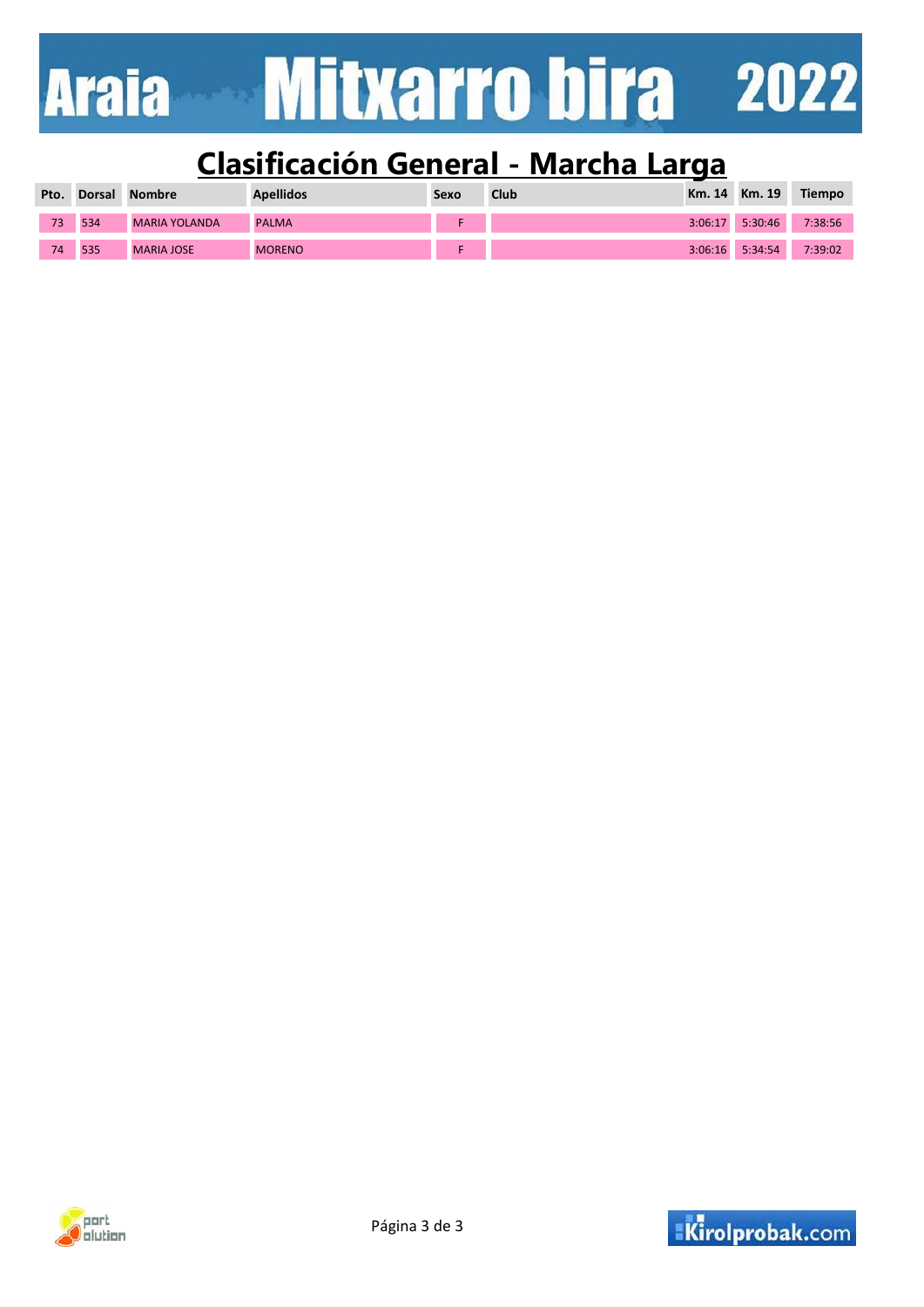# Araia Mitxarro bira 2022

## Clasificación General - Marcha Larga

| Pto. | Dorsal | Nombre | Apellidos | Sexo | Club | Km. 14 | Km. 19 | Tiempo |
|---|---|---|---|---|---|---|---|---|
| 73 | 534 | MARIA YOLANDA | PALMA | F | | 3:06:17 | 5:30:46 | 7:38:56 |
| 74 | 535 | MARIA JOSE | MORENO | F | | 3:06:16 | 5:34:54 | 7:39:02 |